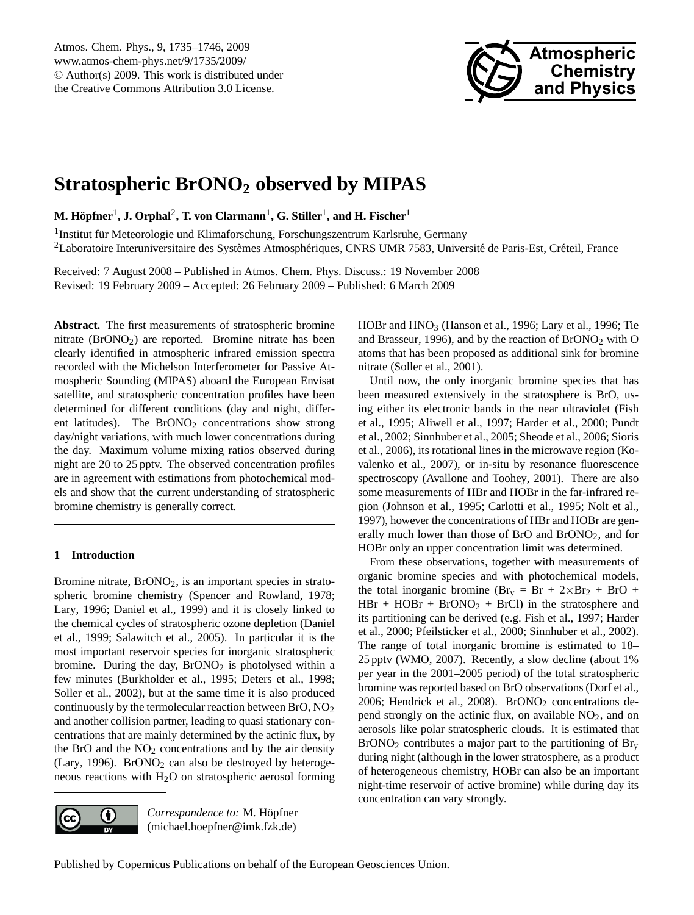# Stratospheric $BrONO_2$ observed by MIPAS

**M. Höpfner[1], J. Orphal[2], T. von Clarmann[1], G. Stiller[1], and H. Fischer[1]**

[1]Institut für Meteorologie und Klimaforschung, Forschungszentrum Karlsruhe, Germany

[2]Laboratoire Interuniversitaire des Systèmes Atmosphériques, CNRS UMR 7583, Université de Paris-Est, Créteil, France

Received: 7 August 2008 – Published in Atmos. Chem. Phys. Discuss.: 19 November 2008
Revised: 19 February 2009 – Accepted: 26 February 2009 – Published: 6 March 2009

**Abstract.** The first measurements of stratospheric bromine nitrate ($BrONO_2$) are reported. Bromine nitrate has been clearly identified in atmospheric infrared emission spectra recorded with the Michelson Interferometer for Passive Atmospheric Sounding (MIPAS) aboard the European Envisat satellite, and stratospheric concentration profiles have been determined for different conditions (day and night, different latitudes). The $BrONO_2$ concentrations show strong day/night variations, with much lower concentrations during the day. Maximum volume mixing ratios observed during night are 20 to 25 pptv. The observed concentration profiles are in agreement with estimations from photochemical models and show that the current understanding of stratospheric bromine chemistry is generally correct.

## 1 Introduction

Bromine nitrate, $BrONO_2$, is an important species in stratospheric bromine chemistry (Spencer and Rowland, 1978; Lary, 1996; Daniel et al., 1999) and it is closely linked to the chemical cycles of stratospheric ozone depletion (Daniel et al., 1999; Salawitch et al., 2005). In particular it is the most important reservoir species for inorganic stratospheric bromine. During the day, $BrONO_2$ is photolysed within a few minutes (Burkholder et al., 1995; Deters et al., 1998; Soller et al., 2002), but at the same time it is also produced continuously by the termolecular reaction between BrO, $NO_2$ and another collision partner, leading to quasi stationary concentrations that are mainly determined by the actinic flux, by the BrO and the $NO_2$ concentrations and by the air density (Lary, 1996). $BrONO_2$ can also be destroyed by heterogeneous reactions with $H_2O$ on stratospheric aerosol forming HOBr and $HNO_3$ (Hanson et al., 1996; Lary et al., 1996; Tie and Brasseur, 1996), and by the reaction of $BrONO_2$ with O atoms that has been proposed as additional sink for bromine nitrate (Soller et al., 2001).

Until now, the only inorganic bromine species that has been measured extensively in the stratosphere is BrO, using either its electronic bands in the near ultraviolet (Fish et al., 1995; Aliwell et al., 1997; Harder et al., 2000; Pundt et al., 2002; Sinnhuber et al., 2005; Sheode et al., 2006; Sioris et al., 2006), its rotational lines in the microwave region (Kovalenko et al., 2007), or in-situ by resonance fluorescence spectroscopy (Avallone and Toohey, 2001). There are also some measurements of HBr and HOBr in the far-infrared region (Johnson et al., 1995; Carlotti et al., 1995; Nolt et al., 1997), however the concentrations of HBr and HOBr are generally much lower than those of BrO and $BrONO_2$, and for HOBr only an upper concentration limit was determined.

From these observations, together with measurements of organic bromine species and with photochemical models, the total inorganic bromine ($Br_y$ = Br + $2\times Br_2$ + BrO + HBr + HOBr + $BrONO_2$ + BrCl) in the stratosphere and its partitioning can be derived (e.g. Fish et al., 1997; Harder et al., 2000; Pfeilsticker et al., 2000; Sinnhuber et al., 2002). The range of total inorganic bromine is estimated to 18–25 pptv (WMO, 2007). Recently, a slow decline (about 1% per year in the 2001–2005 period) of the total stratospheric bromine was reported based on BrO observations (Dorf et al., 2006; Hendrick et al., 2008). $BrONO_2$ concentrations depend strongly on the actinic flux, on available $NO_2$, and on aerosols like polar stratospheric clouds. It is estimated that $BrONO_2$ contributes a major part to the partitioning of $Br_y$ during night (although in the lower stratosphere, as a product of heterogeneous chemistry, HOBr can also be an important night-time reservoir of active bromine) while during day its concentration can vary strongly.

*Correspondence to:* M. Höpfner
(michael.hoepfner@imk.fzk.de)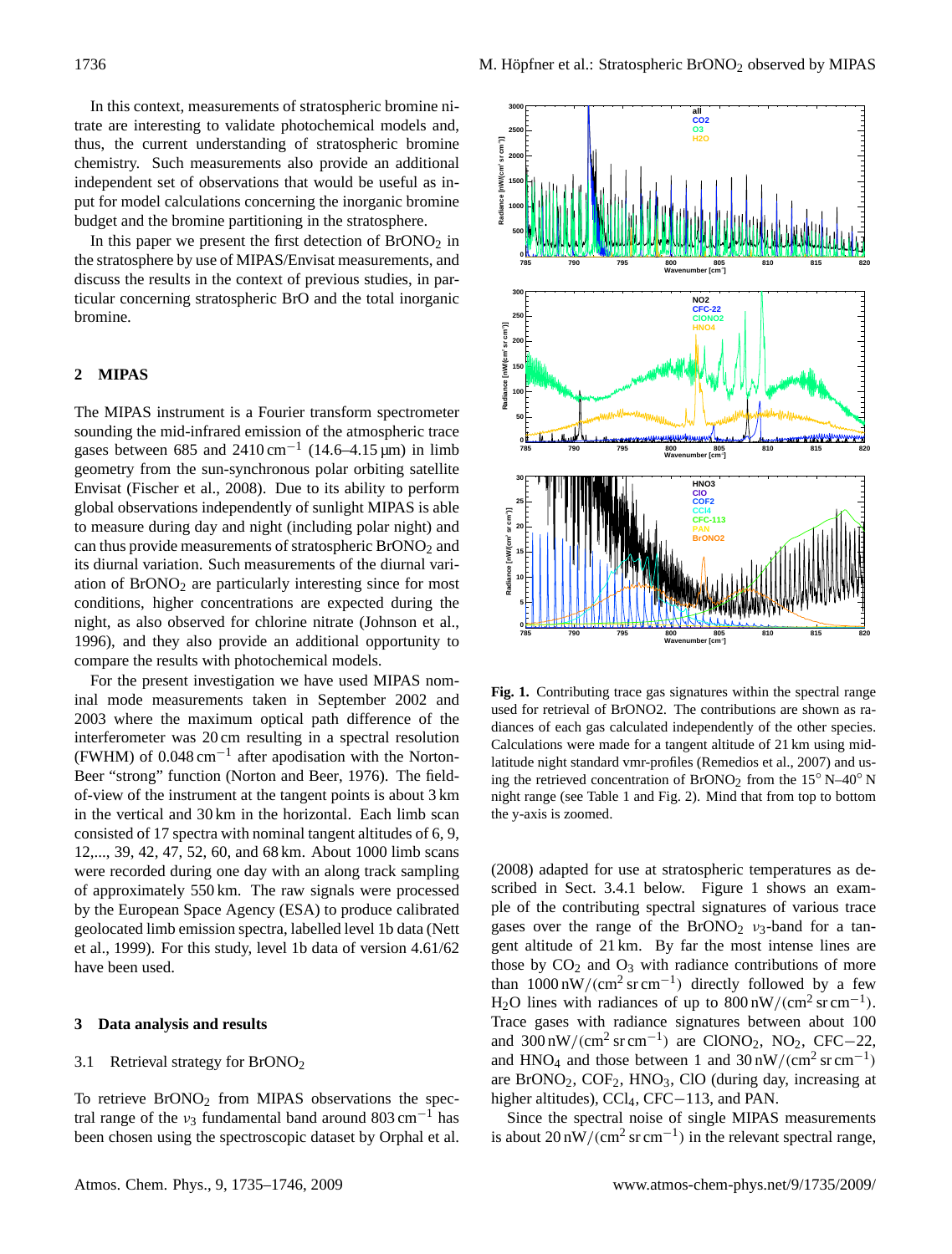In this context, measurements of stratospheric bromine nitrate are interesting to validate photochemical models and, thus, the current understanding of stratospheric bromine chemistry. Such measurements also provide an additional independent set of observations that would be useful as input for model calculations concerning the inorganic bromine budget and the bromine partitioning in the stratosphere.

In this paper we present the first detection of $BrONO_2$ in the stratosphere by use of MIPAS/Envisat measurements, and discuss the results in the context of previous studies, in particular concerning stratospheric BrO and the total inorganic bromine.

## 2 MIPAS

The MIPAS instrument is a Fourier transform spectrometer sounding the mid-infrared emission of the atmospheric trace gases between 685 and 2410 $cm^{-1}$ (14.6–4.15 µm) in limb geometry from the sun-synchronous polar orbiting satellite Envisat (Fischer et al., 2008). Due to its ability to perform global observations independently of sunlight MIPAS is able to measure during day and night (including polar night) and can thus provide measurements of stratospheric $BrONO_2$ and its diurnal variation. Such measurements of the diurnal variation of $BrONO_2$ are particularly interesting since for most conditions, higher concentrations are expected during the night, as also observed for chlorine nitrate (Johnson et al., 1996), and they also provide an additional opportunity to compare the results with photochemical models.

For the present investigation we have used MIPAS nominal mode measurements taken in September 2002 and 2003 where the maximum optical path difference of the interferometer was 20 cm resulting in a spectral resolution (FWHM) of 0.048 $cm^{-1}$ after apodisation with the Norton-Beer "strong" function (Norton and Beer, 1976). The field-of-view of the instrument at the tangent points is about 3 km in the vertical and 30 km in the horizontal. Each limb scan consisted of 17 spectra with nominal tangent altitudes of 6, 9, 12,..., 39, 42, 47, 52, 60, and 68 km. About 1000 limb scans were recorded during one day with an along track sampling of approximately 550 km. The raw signals were processed by the European Space Agency (ESA) to produce calibrated geolocated limb emission spectra, labelled level 1b data (Nett et al., 1999). For this study, level 1b data of version 4.61/62 have been used.

## 3 Data analysis and results

### 3.1 Retrieval strategy for $BrONO_2$

To retrieve $BrONO_2$ from MIPAS observations the spectral range of the $\nu_3$ fundamental band around 803 $cm^{-1}$ has been chosen using the spectroscopic dataset by Orphal et al. (2008) adapted for use at stratospheric temperatures as described in Sect. 3.4.1 below. Figure 1 shows an example of the contributing spectral signatures of various trace gases over the range of the $BrONO_2$ $\nu_3$-band for a tangent altitude of 21 km. By far the most intense lines are those by $CO_2$ and $O_3$ with radiance contributions of more than 1000 $nW/(cm^2\,sr\,cm^{-1})$ directly followed by a few $H_2O$ lines with radiances of up to 800 $nW/(cm^2\,sr\,cm^{-1})$. Trace gases with radiance signatures between about 100 and 300 $nW/(cm^2\,sr\,cm^{-1})$ are $ClONO_2$, $NO_2$, CFC−22, and $HNO_4$ and those between 1 and 30 $nW/(cm^2\,sr\,cm^{-1})$ are $BrONO_2$, $COF_2$, $HNO_3$, ClO (during day, increasing at higher altitudes), $CCl_4$, CFC−113, and PAN.

Since the spectral noise of single MIPAS measurements is about 20 $nW/(cm^2\,sr\,cm^{-1})$ in the relevant spectral range,

**Fig. 1.** Contributing trace gas signatures within the spectral range used for retrieval of BrONO2. The contributions are shown as radiances of each gas calculated independently of the other species. Calculations were made for a tangent altitude of 21 km using mid-latitude night standard vmr-profiles (Remedios et al., 2007) and using the retrieved concentration of $BrONO_2$ from the 15° N–40° N night range (see Table 1 and Fig. 2). Mind that from top to bottom the y-axis is zoomed.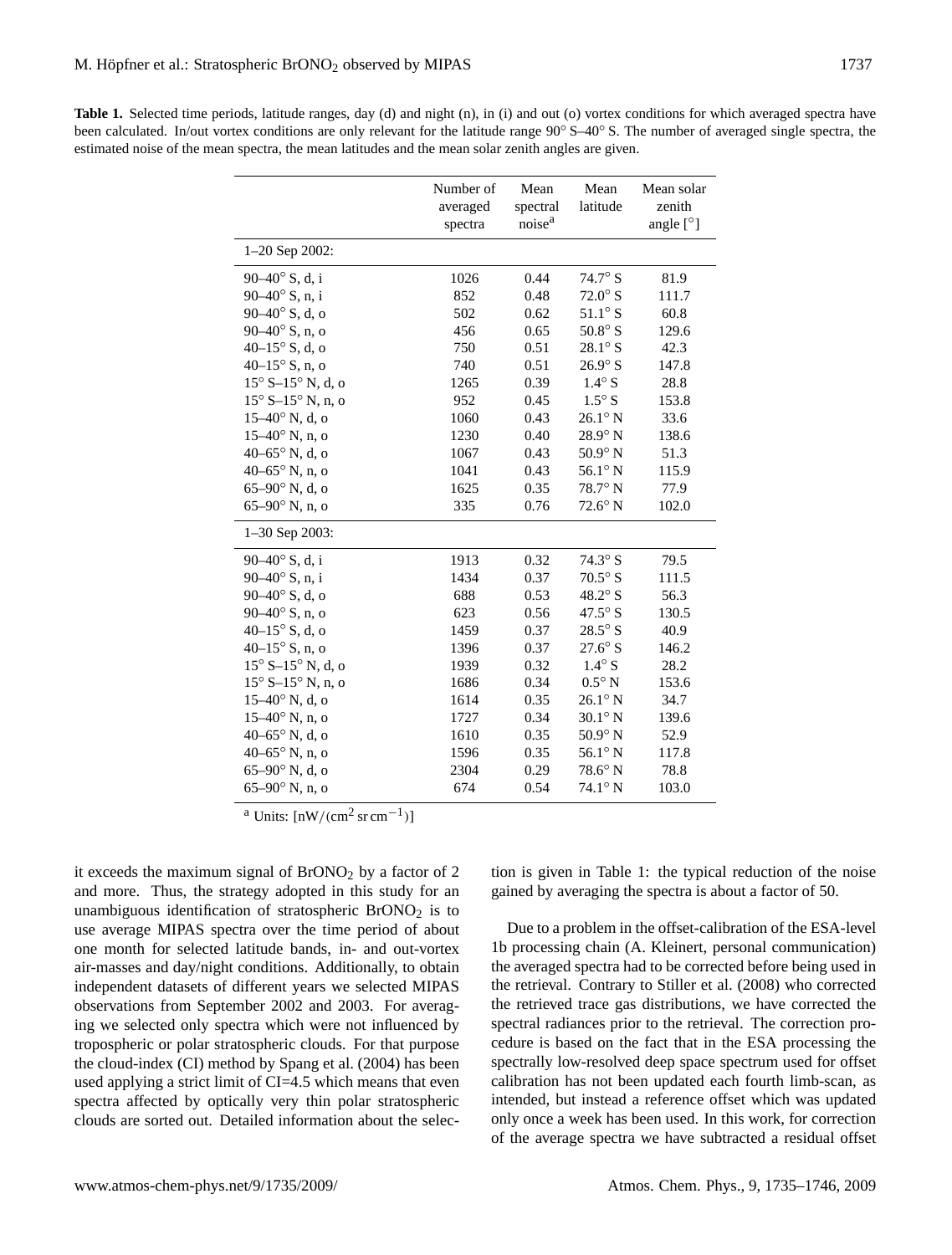**Table 1.** Selected time periods, latitude ranges, day (d) and night (n), in (i) and out (o) vortex conditions for which averaged spectra have been calculated. In/out vortex conditions are only relevant for the latitude range 90° S–40° S. The number of averaged single spectra, the estimated noise of the mean spectra, the mean latitudes and the mean solar zenith angles are given.

| | Number of averaged spectra | Mean spectral noise[a] | Mean latitude | Mean solar zenith angle [°] |
|---|---|---|---|---|
| 1–20 Sep 2002: | | | | |
| 90–40° S, d, i | 1026 | 0.44 | 74.7° S | 81.9 |
| 90–40° S, n, i | 852 | 0.48 | 72.0° S | 111.7 |
| 90–40° S, d, o | 502 | 0.62 | 51.1° S | 60.8 |
| 90–40° S, n, o | 456 | 0.65 | 50.8° S | 129.6 |
| 40–15° S, d, o | 750 | 0.51 | 28.1° S | 42.3 |
| 40–15° S, n, o | 740 | 0.51 | 26.9° S | 147.8 |
| 15° S–15° N, d, o | 1265 | 0.39 | 1.4° S | 28.8 |
| 15° S–15° N, n, o | 952 | 0.45 | 1.5° S | 153.8 |
| 15–40° N, d, o | 1060 | 0.43 | 26.1° N | 33.6 |
| 15–40° N, n, o | 1230 | 0.40 | 28.9° N | 138.6 |
| 40–65° N, d, o | 1067 | 0.43 | 50.9° N | 51.3 |
| 40–65° N, n, o | 1041 | 0.43 | 56.1° N | 115.9 |
| 65–90° N, d, o | 1625 | 0.35 | 78.7° N | 77.9 |
| 65–90° N, n, o | 335 | 0.76 | 72.6° N | 102.0 |
| 1–30 Sep 2003: | | | | |
| 90–40° S, d, i | 1913 | 0.32 | 74.3° S | 79.5 |
| 90–40° S, n, i | 1434 | 0.37 | 70.5° S | 111.5 |
| 90–40° S, d, o | 688 | 0.53 | 48.2° S | 56.3 |
| 90–40° S, n, o | 623 | 0.56 | 47.5° S | 130.5 |
| 40–15° S, d, o | 1459 | 0.37 | 28.5° S | 40.9 |
| 40–15° S, n, o | 1396 | 0.37 | 27.6° S | 146.2 |
| 15° S–15° N, d, o | 1939 | 0.32 | 1.4° S | 28.2 |
| 15° S–15° N, n, o | 1686 | 0.34 | 0.5° N | 153.6 |
| 15–40° N, d, o | 1614 | 0.35 | 26.1° N | 34.7 |
| 15–40° N, n, o | 1727 | 0.34 | 30.1° N | 139.6 |
| 40–65° N, d, o | 1610 | 0.35 | 50.9° N | 52.9 |
| 40–65° N, n, o | 1596 | 0.35 | 56.1° N | 117.8 |
| 65–90° N, d, o | 2304 | 0.29 | 78.6° N | 78.8 |
| 65–90° N, n, o | 674 | 0.54 | 74.1° N | 103.0 |

[a] Units: $[\mathrm{nW}/(\mathrm{cm}^2\,\mathrm{sr}\,\mathrm{cm}^{-1})]$

it exceeds the maximum signal of $BrONO_2$ by a factor of 2 and more. Thus, the strategy adopted in this study for an unambiguous identification of stratospheric $BrONO_2$ is to use average MIPAS spectra over the time period of about one month for selected latitude bands, in- and out-vortex air-masses and day/night conditions. Additionally, to obtain independent datasets of different years we selected MIPAS observations from September 2002 and 2003. For averaging we selected only spectra which were not influenced by tropospheric or polar stratospheric clouds. For that purpose the cloud-index (CI) method by Spang et al. (2004) has been used applying a strict limit of CI=4.5 which means that even spectra affected by optically very thin polar stratospheric clouds are sorted out. Detailed information about the selection is given in Table 1: the typical reduction of the noise gained by averaging the spectra is about a factor of 50.

Due to a problem in the offset-calibration of the ESA-level 1b processing chain (A. Kleinert, personal communication) the averaged spectra had to be corrected before being used in the retrieval. Contrary to Stiller et al. (2008) who corrected the retrieved trace gas distributions, we have corrected the spectral radiances prior to the retrieval. The correction procedure is based on the fact that in the ESA processing the spectrally low-resolved deep space spectrum used for offset calibration has not been updated each fourth limb-scan, as intended, but instead a reference offset which was updated only once a week has been used. In this work, for correction of the average spectra we have subtracted a residual offset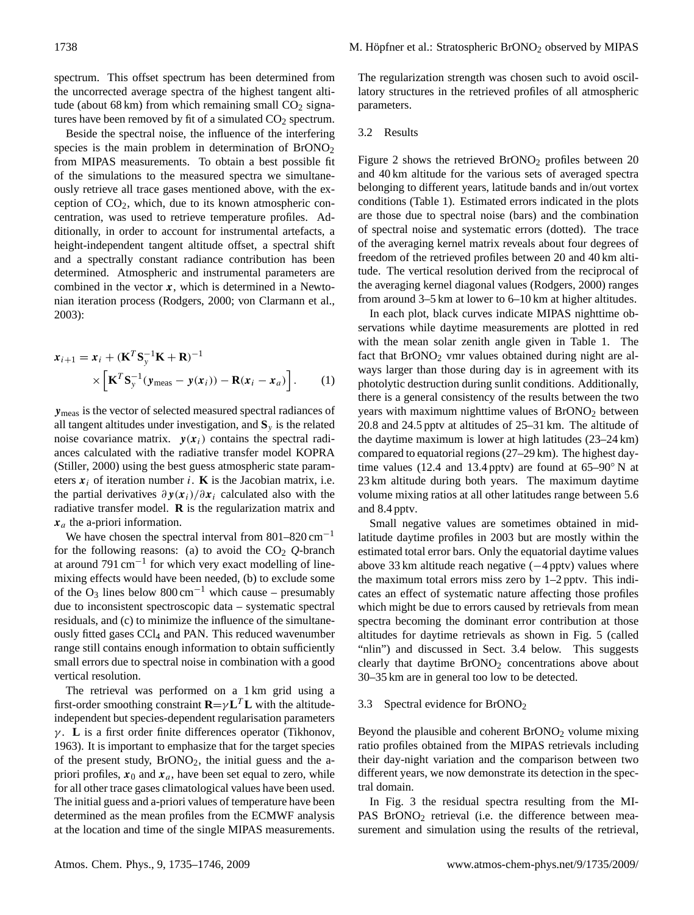spectrum. This offset spectrum has been determined from the uncorrected average spectra of the highest tangent altitude (about 68 km) from which remaining small $CO_2$ signatures have been removed by fit of a simulated $CO_2$ spectrum.

Beside the spectral noise, the influence of the interfering species is the main problem in determination of $BrONO_2$ from MIPAS measurements. To obtain a best possible fit of the simulations to the measured spectra we simultaneously retrieve all trace gases mentioned above, with the exception of $CO_2$, which, due to its known atmospheric concentration, was used to retrieve temperature profiles. Additionally, in order to account for instrumental artefacts, a height-independent tangent altitude offset, a spectral shift and a spectrally constant radiance contribution has been determined. Atmospheric and instrumental parameters are combined in the vector $\boldsymbol{x}$, which is determined in a Newtonian iteration process (Rodgers, 2000; von Clarmann et al., 2003):

$$\boldsymbol{x}_{i+1} = \boldsymbol{x}_i + (\mathbf{K}^T \mathbf{S}_y^{-1} \mathbf{K} + \mathbf{R})^{-1} \times \left[ \mathbf{K}^T \mathbf{S}_y^{-1} (\boldsymbol{y}_{\text{meas}} - \boldsymbol{y}(\boldsymbol{x}_i)) - \mathbf{R}(\boldsymbol{x}_i - \boldsymbol{x}_a) \right]. \quad (1)$$

$\boldsymbol{y}_{\text{meas}}$ is the vector of selected measured spectral radiances of all tangent altitudes under investigation, and $\mathbf{S}_y$ is the related noise covariance matrix. $\boldsymbol{y}(\boldsymbol{x}_i)$ contains the spectral radiances calculated with the radiative transfer model KOPRA (Stiller, 2000) using the best guess atmospheric state parameters $\boldsymbol{x}_i$ of iteration number $i$. $\mathbf{K}$ is the Jacobian matrix, i.e. the partial derivatives $\partial \boldsymbol{y}(\boldsymbol{x}_i)/\partial \boldsymbol{x}_i$ calculated also with the radiative transfer model. $\mathbf{R}$ is the regularization matrix and $\boldsymbol{x}_a$ the a-priori information.

We have chosen the spectral interval from 801–820 $\text{cm}^{-1}$ for the following reasons: (a) to avoid the $CO_2$ $Q$-branch at around 791 $\text{cm}^{-1}$ for which very exact modelling of line-mixing effects would have been needed, (b) to exclude some of the $O_3$ lines below 800 $\text{cm}^{-1}$ which cause – presumably due to inconsistent spectroscopic data – systematic spectral residuals, and (c) to minimize the influence of the simultaneously fitted gases $CCl_4$ and PAN. This reduced wavenumber range still contains enough information to obtain sufficiently small errors due to spectral noise in combination with a good vertical resolution.

The retrieval was performed on a 1 km grid using a first-order smoothing constraint $\mathbf{R}=\gamma\mathbf{L}^T\mathbf{L}$ with the altitude-independent but species-dependent regularisation parameters $\gamma$. $\mathbf{L}$ is a first order finite differences operator (Tikhonov, 1963). It is important to emphasize that for the target species of the present study, $BrONO_2$, the initial guess and the a-priori profiles, $\boldsymbol{x}_0$ and $\boldsymbol{x}_a$, have been set equal to zero, while for all other trace gases climatological values have been used. The initial guess and a-priori values of temperature have been determined as the mean profiles from the ECMWF analysis at the location and time of the single MIPAS measurements. The regularization strength was chosen such to avoid oscillatory structures in the retrieved profiles of all atmospheric parameters.

### 3.2 Results

Figure 2 shows the retrieved $BrONO_2$ profiles between 20 and 40 km altitude for the various sets of averaged spectra belonging to different years, latitude bands and in/out vortex conditions (Table 1). Estimated errors indicated in the plots are those due to spectral noise (bars) and the combination of spectral noise and systematic errors (dotted). The trace of the averaging kernel matrix reveals about four degrees of freedom of the retrieved profiles between 20 and 40 km altitude. The vertical resolution derived from the reciprocal of the averaging kernel diagonal values (Rodgers, 2000) ranges from around 3–5 km at lower to 6–10 km at higher altitudes.

In each plot, black curves indicate MIPAS nighttime observations while daytime measurements are plotted in red with the mean solar zenith angle given in Table 1. The fact that $BrONO_2$ vmr values obtained during night are always larger than those during day is in agreement with its photolytic destruction during sunlit conditions. Additionally, there is a general consistency of the results between the two years with maximum nighttime values of $BrONO_2$ between 20.8 and 24.5 pptv at altitudes of 25–31 km. The altitude of the daytime maximum is lower at high latitudes (23–24 km) compared to equatorial regions (27–29 km). The highest daytime values (12.4 and 13.4 pptv) are found at 65–90° N at 23 km altitude during both years. The maximum daytime volume mixing ratios at all other latitudes range between 5.6 and 8.4 pptv.

Small negative values are sometimes obtained in mid-latitude daytime profiles in 2003 but are mostly within the estimated total error bars. Only the equatorial daytime values above 33 km altitude reach negative (−4 pptv) values where the maximum total errors miss zero by 1–2 pptv. This indicates an effect of systematic nature affecting those profiles which might be due to errors caused by retrievals from mean spectra becoming the dominant error contribution at those altitudes for daytime retrievals as shown in Fig. 5 (called "nlin") and discussed in Sect. 3.4 below. This suggests clearly that daytime $BrONO_2$ concentrations above about 30–35 km are in general too low to be detected.

### 3.3 Spectral evidence for $BrONO_2$

Beyond the plausible and coherent $BrONO_2$ volume mixing ratio profiles obtained from the MIPAS retrievals including their day-night variation and the comparison between two different years, we now demonstrate its detection in the spectral domain.

In Fig. 3 the residual spectra resulting from the MIPAS $BrONO_2$ retrieval (i.e. the difference between measurement and simulation using the results of the retrieval,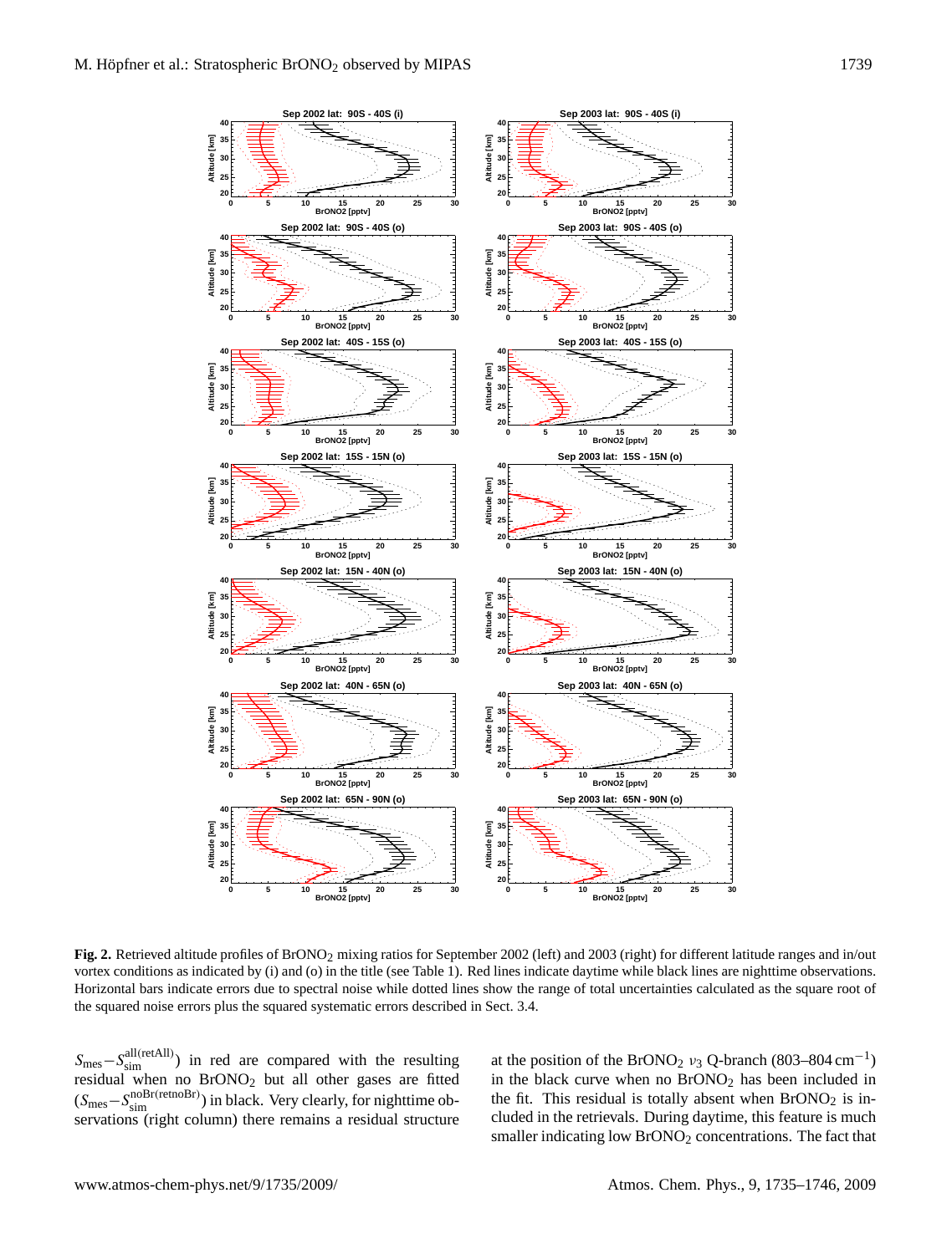**Fig. 2.** Retrieved altitude profiles of $BrONO_2$ mixing ratios for September 2002 (left) and 2003 (right) for different latitude ranges and in/out vortex conditions as indicated by (i) and (o) in the title (see Table 1). Red lines indicate daytime while black lines are nighttime observations. Horizontal bars indicate errors due to spectral noise while dotted lines show the range of total uncertainties calculated as the square root of the squared noise errors plus the squared systematic errors described in Sect. 3.4.

$S_{\mathrm{mes}} - S_{\mathrm{sim}}^{\mathrm{all(retAll)}}$) in red are compared with the resulting residual when no $BrONO_2$ but all other gases are fitted ($S_{\mathrm{mes}} - S_{\mathrm{sim}}^{\mathrm{noBr(retnoBr)}}$) in black. Very clearly, for nighttime observations (right column) there remains a residual structure at the position of the $BrONO_2$ $\nu_3$ Q-branch (803–804 $\mathrm{cm}^{-1}$) in the black curve when no $BrONO_2$ has been included in the fit. This residual is totally absent when $BrONO_2$ is included in the retrievals. During daytime, this feature is much smaller indicating low $BrONO_2$ concentrations. The fact that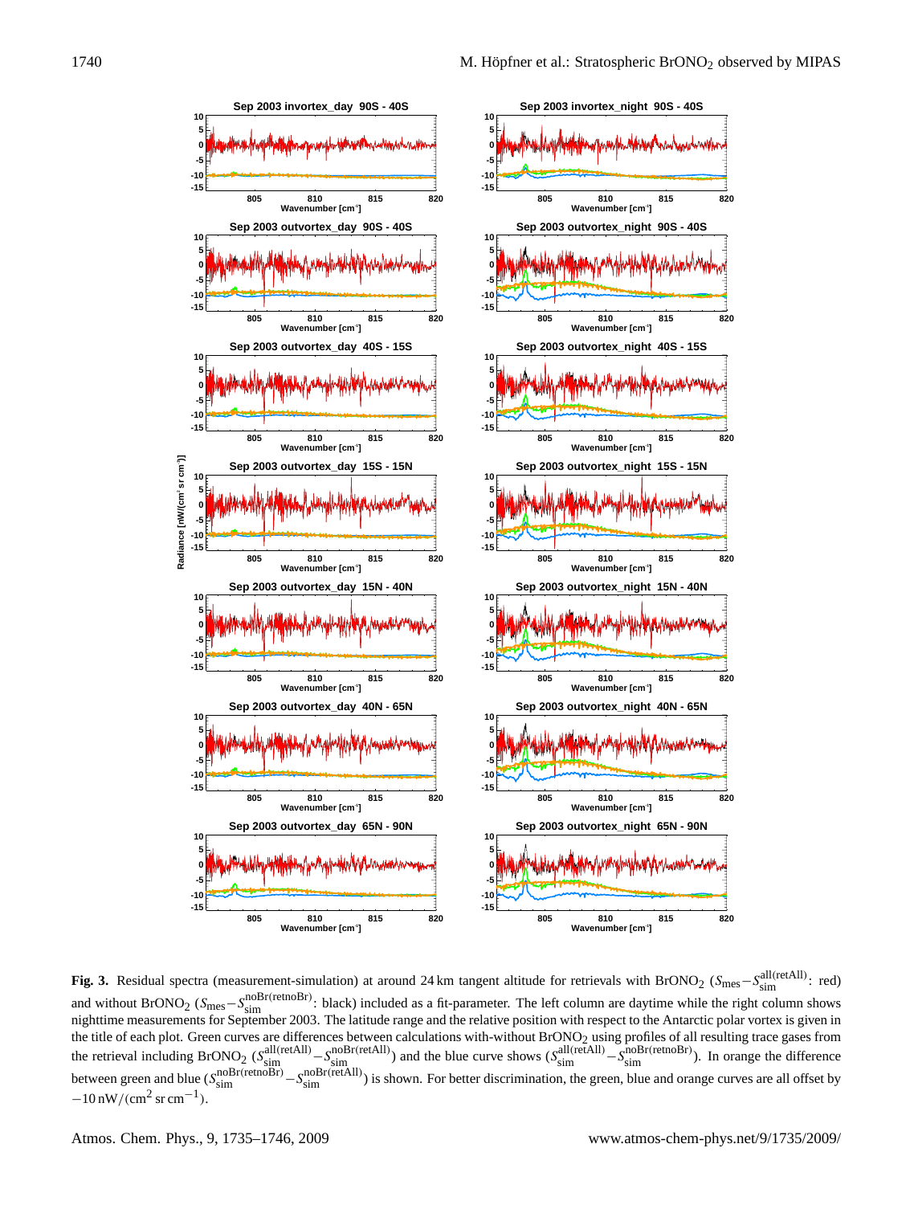**Fig. 3.** Residual spectra (measurement-simulation) at around 24 km tangent altitude for retrievals with $BrONO_2$ ($S_{mes}-S_{sim}^{all(retAll)}$: red) and without $BrONO_2$ ($S_{mes}-S_{sim}^{noBr(retnoBr)}$: black) included as a fit-parameter. The left column are daytime while the right column shows nighttime measurements for September 2003. The latitude range and the relative position with respect to the Antarctic polar vortex is given in the title of each plot. Green curves are differences between calculations with-without $BrONO_2$ using profiles of all resulting trace gases from the retrieval including $BrONO_2$ ($S_{sim}^{all(retAll)}-S_{sim}^{noBr(retAll)}$) and the blue curve shows ($S_{sim}^{all(retAll)}-S_{sim}^{noBr(retnoBr)}$). In orange the difference between green and blue ($S_{sim}^{noBr(retnoBr)}-S_{sim}^{noBr(retAll)}$) is shown. For better discrimination, the green, blue and orange curves are all offset by $-10\,\mathrm{nW/(cm^2\,sr\,cm^{-1})}$.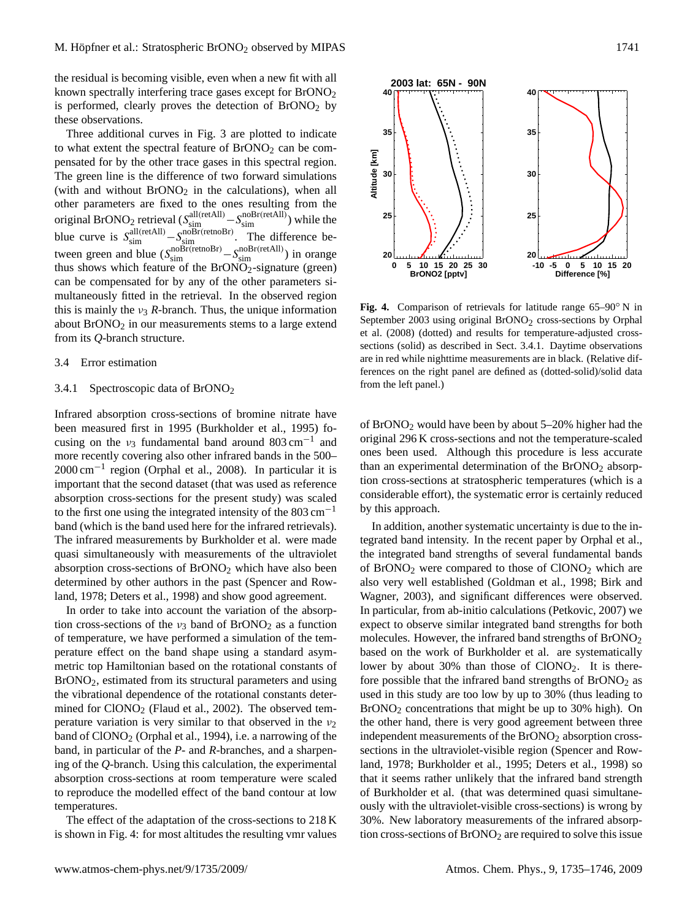the residual is becoming visible, even when a new fit with all known spectrally interfering trace gases except for $BrONO_2$ is performed, clearly proves the detection of $BrONO_2$ by these observations.

Three additional curves in Fig. 3 are plotted to indicate to what extent the spectral feature of $BrONO_2$ can be compensated for by the other trace gases in this spectral region. The green line is the difference of two forward simulations (with and without $BrONO_2$ in the calculations), when all other parameters are fixed to the ones resulting from the original $BrONO_2$ retrieval ($S_{\rm sim}^{\rm all(retAll)} - S_{\rm sim}^{\rm noBr(retAll)}$) while the blue curve is $S_{\rm sim}^{\rm all(retAll)} - S_{\rm sim}^{\rm noBr(retnoBr)}$. The difference between green and blue ($S_{\rm sim}^{\rm noBr(retnoBr)} - S_{\rm sim}^{\rm noBr(retAll)}$) in orange thus shows which feature of the $BrONO_2$-signature (green) can be compensated for by any of the other parameters simultaneously fitted in the retrieval. In the observed region this is mainly the $\nu_3$ *R*-branch. Thus, the unique information about $BrONO_2$ in our measurements stems to a large extend from its *Q*-branch structure.

### 3.4 Error estimation

#### 3.4.1 Spectroscopic data of $BrONO_2$

Infrared absorption cross-sections of bromine nitrate have been measured first in 1995 (Burkholder et al., 1995) focusing on the $\nu_3$ fundamental band around 803 $\mathrm{cm}^{-1}$ and more recently covering also other infrared bands in the 500–2000 $\mathrm{cm}^{-1}$ region (Orphal et al., 2008). In particular it is important that the second dataset (that was used as reference absorption cross-sections for the present study) was scaled to the first one using the integrated intensity of the 803 $\mathrm{cm}^{-1}$ band (which is the band used here for the infrared retrievals). The infrared measurements by Burkholder et al. were made quasi simultaneously with measurements of the ultraviolet absorption cross-sections of $BrONO_2$ which have also been determined by other authors in the past (Spencer and Rowland, 1978; Deters et al., 1998) and show good agreement.

In order to take into account the variation of the absorption cross-sections of the $\nu_3$ band of $BrONO_2$ as a function of temperature, we have performed a simulation of the temperature effect on the band shape using a standard asymmetric top Hamiltonian based on the rotational constants of $BrONO_2$, estimated from its structural parameters and using the vibrational dependence of the rotational constants determined for $ClONO_2$ (Flaud et al., 2002). The observed temperature variation is very similar to that observed in the $\nu_2$ band of $ClONO_2$ (Orphal et al., 1994), i.e. a narrowing of the band, in particular of the *P*- and *R*-branches, and a sharpening of the *Q*-branch. Using this calculation, the experimental absorption cross-sections at room temperature were scaled to reproduce the modelled effect of the band contour at low temperatures.

The effect of the adaptation of the cross-sections to 218 K is shown in Fig. 4: for most altitudes the resulting vmr values of $BrONO_2$ would have been by about 5–20% higher had the original 296 K cross-sections and not the temperature-scaled ones been used. Although this procedure is less accurate than an experimental determination of the $BrONO_2$ absorption cross-sections at stratospheric temperatures (which is a considerable effort), the systematic error is certainly reduced by this approach.

**Fig. 4.** Comparison of retrievals for latitude range 65–90° N in September 2003 using original $BrONO_2$ cross-sections by Orphal et al. (2008) (dotted) and results for temperature-adjusted cross-sections (solid) as described in Sect. 3.4.1. Daytime observations are in red while nighttime measurements are in black. (Relative differences on the right panel are defined as (dotted-solid)/solid data from the left panel.)

In addition, another systematic uncertainty is due to the integrated band intensity. In the recent paper by Orphal et al., the integrated band strengths of several fundamental bands of $BrONO_2$ were compared to those of $ClONO_2$ which are also very well established (Goldman et al., 1998; Birk and Wagner, 2003), and significant differences were observed. In particular, from ab-initio calculations (Petkovic, 2007) we expect to observe similar integrated band strengths for both molecules. However, the infrared band strengths of $BrONO_2$ based on the work of Burkholder et al. are systematically lower by about 30% than those of $ClONO_2$. It is therefore possible that the infrared band strengths of $BrONO_2$ as used in this study are too low by up to 30% (thus leading to $BrONO_2$ concentrations that might be up to 30% high). On the other hand, there is very good agreement between three independent measurements of the $BrONO_2$ absorption cross-sections in the ultraviolet-visible region (Spencer and Rowland, 1978; Burkholder et al., 1995; Deters et al., 1998) so that it seems rather unlikely that the infrared band strength of Burkholder et al. (that was determined quasi simultaneously with the ultraviolet-visible cross-sections) is wrong by 30%. New laboratory measurements of the infrared absorption cross-sections of $BrONO_2$ are required to solve this issue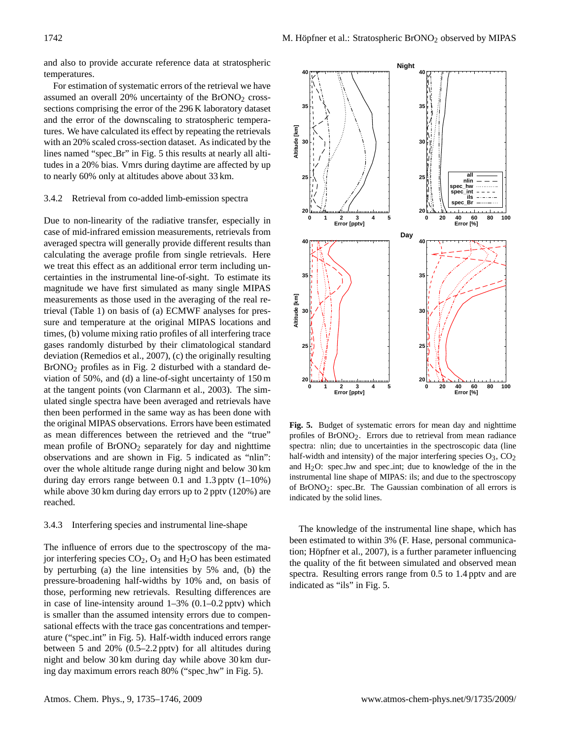and also to provide accurate reference data at stratospheric temperatures.

For estimation of systematic errors of the retrieval we have assumed an overall 20% uncertainty of the $BrONO_2$ cross-sections comprising the error of the 296 K laboratory dataset and the error of the downscaling to stratospheric temperatures. We have calculated its effect by repeating the retrievals with an 20% scaled cross-section dataset. As indicated by the lines named "spec_Br" in Fig. 5 this results at nearly all altitudes in a 20% bias. Vmrs during daytime are affected by up to nearly 60% only at altitudes above about 33 km.

#### 3.4.2 Retrieval from co-added limb-emission spectra

Due to non-linearity of the radiative transfer, especially in case of mid-infrared emission measurements, retrievals from averaged spectra will generally provide different results than calculating the average profile from single retrievals. Here we treat this effect as an additional error term including uncertainties in the instrumental line-of-sight. To estimate its magnitude we have first simulated as many single MIPAS measurements as those used in the averaging of the real retrieval (Table 1) on basis of (a) ECMWF analyses for pressure and temperature at the original MIPAS locations and times, (b) volume mixing ratio profiles of all interfering trace gases randomly disturbed by their climatological standard deviation (Remedios et al., 2007), (c) the originally resulting $BrONO_2$ profiles as in Fig. 2 disturbed with a standard deviation of 50%, and (d) a line-of-sight uncertainty of 150 m at the tangent points (von Clarmann et al., 2003). The simulated single spectra have been averaged and retrievals have then been performed in the same way as has been done with the original MIPAS observations. Errors have been estimated as mean differences between the retrieved and the "true" mean profile of $BrONO_2$ separately for day and nighttime observations and are shown in Fig. 5 indicated as "nlin": over the whole altitude range during night and below 30 km during day errors range between 0.1 and 1.3 pptv (1–10%) while above 30 km during day errors up to 2 pptv (120%) are reached.

#### 3.4.3 Interfering species and instrumental line-shape

The influence of errors due to the spectroscopy of the major interfering species $CO_2$, $O_3$ and $H_2O$ has been estimated by perturbing (a) the line intensities by 5% and, (b) the pressure-broadening half-widths by 10% and, on basis of those, performing new retrievals. Resulting differences are in case of line-intensity around 1–3% (0.1–0.2 pptv) which is smaller than the assumed intensity errors due to compensational effects with the trace gas concentrations and temperature ("spec_int" in Fig. 5). Half-width induced errors range between 5 and 20% (0.5–2.2 pptv) for all altitudes during night and below 30 km during day while above 30 km during day maximum errors reach 80% ("spec_hw" in Fig. 5).

**Fig. 5.** Budget of systematic errors for mean day and nighttime profiles of $BrONO_2$. Errors due to retrieval from mean radiance spectra: nlin; due to uncertainties in the spectroscopic data (line half-width and intensity) of the major interfering species $O_3$, $CO_2$ and $H_2O$: spec_hw and spec_int; due to knowledge of the in the instrumental line shape of MIPAS: ils; and due to the spectroscopy of $BrONO_2$: spec_Br. The Gaussian combination of all errors is indicated by the solid lines.

The knowledge of the instrumental line shape, which has been estimated to within 3% (F. Hase, personal communication; Höpfner et al., 2007), is a further parameter influencing the quality of the fit between simulated and observed mean spectra. Resulting errors range from 0.5 to 1.4 pptv and are indicated as "ils" in Fig. 5.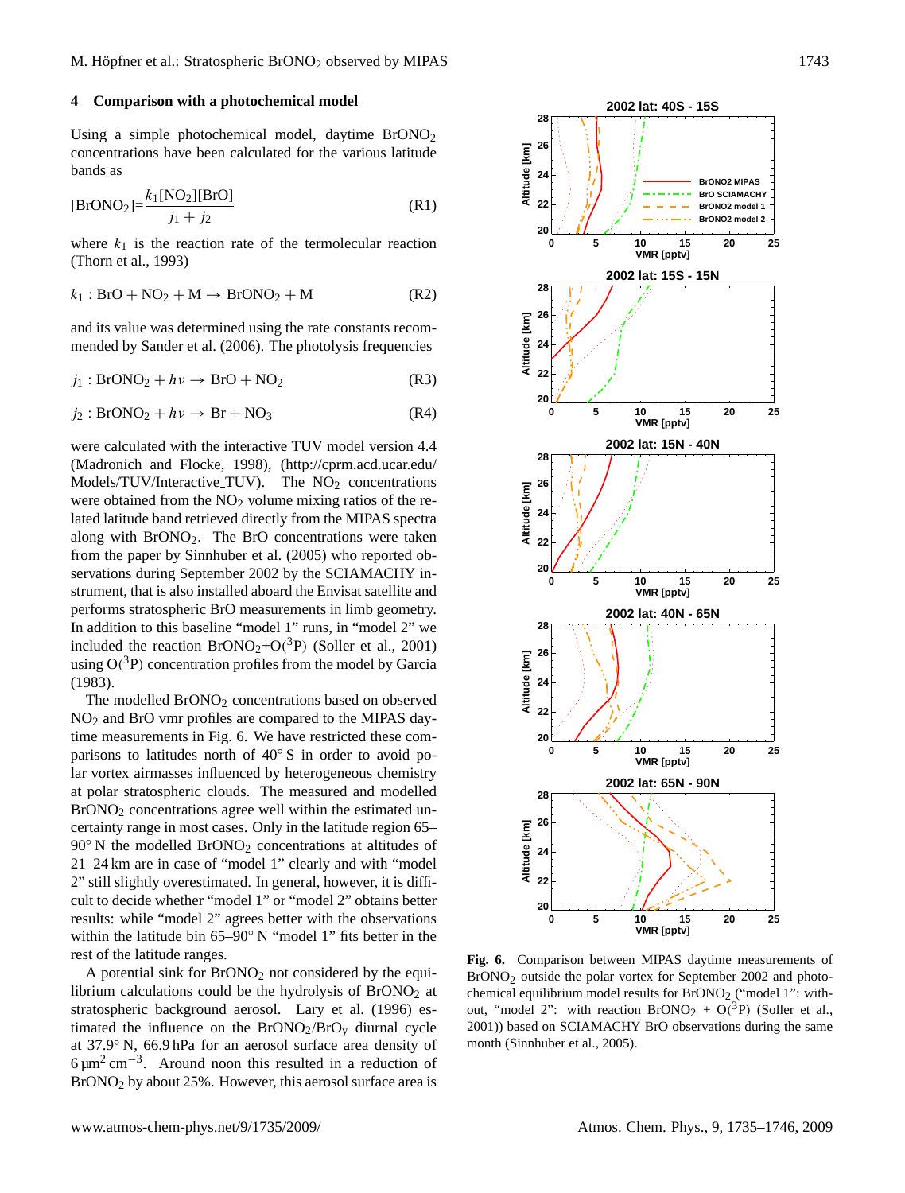## 4 Comparison with a photochemical model

Using a simple photochemical model, daytime $BrONO_2$ concentrations have been calculated for the various latitude bands as

$$[BrONO_2]=\frac{k_1[NO_2][BrO]}{j_1+j_2} \tag{R1}$$

where $k_1$ is the reaction rate of the termolecular reaction (Thorn et al., 1993)

$$k_1 : BrO + NO_2 + M \rightarrow BrONO_2 + M \tag{R2}$$

and its value was determined using the rate constants recommended by Sander et al. (2006). The photolysis frequencies

$$j_1 : BrONO_2 + h\nu \rightarrow BrO + NO_2 \tag{R3}$$

$$j_2 : BrONO_2 + h\nu \rightarrow Br + NO_3 \tag{R4}$$

were calculated with the interactive TUV model version 4.4 (Madronich and Flocke, 1998), (http://cprm.acd.ucar.edu/Models/TUV/Interactive_TUV). The $NO_2$ concentrations were obtained from the $NO_2$ volume mixing ratios of the related latitude band retrieved directly from the MIPAS spectra along with $BrONO_2$. The BrO concentrations were taken from the paper by Sinnhuber et al. (2005) who reported observations during September 2002 by the SCIAMACHY instrument, that is also installed aboard the Envisat satellite and performs stratospheric BrO measurements in limb geometry. In addition to this baseline "model 1" runs, in "model 2" we included the reaction $BrONO_2$+$O(^3P)$ (Soller et al., 2001) using $O(^3P)$ concentration profiles from the model by Garcia (1983).

The modelled $BrONO_2$ concentrations based on observed $NO_2$ and BrO vmr profiles are compared to the MIPAS daytime measurements in Fig. 6. We have restricted these comparisons to latitudes north of 40° S in order to avoid polar vortex airmasses influenced by heterogeneous chemistry at polar stratospheric clouds. The measured and modelled $BrONO_2$ concentrations agree well within the estimated uncertainty range in most cases. Only in the latitude region 65–90° N the modelled $BrONO_2$ concentrations at altitudes of 21–24 km are in case of "model 1" clearly and with "model 2" still slightly overestimated. In general, however, it is difficult to decide whether "model 1" or "model 2" obtains better results: while "model 2" agrees better with the observations within the latitude bin 65–90° N "model 1" fits better in the rest of the latitude ranges.

A potential sink for $BrONO_2$ not considered by the equilibrium calculations could be the hydrolysis of $BrONO_2$ at stratospheric background aerosol. Lary et al. (1996) estimated the influence on the $BrONO_2/BrO_y$ diurnal cycle at 37.9° N, 66.9 hPa for an aerosol surface area density of $6\,\mu m^2\,cm^{-3}$. Around noon this resulted in a reduction of $BrONO_2$ by about 25%. However, this aerosol surface area is

**Fig. 6.** Comparison between MIPAS daytime measurements of $BrONO_2$ outside the polar vortex for September 2002 and photochemical equilibrium model results for $BrONO_2$ ("model 1": without, "model 2": with reaction $BrONO_2$ + $O(^3P)$ (Soller et al., 2001)) based on SCIAMACHY BrO observations during the same month (Sinnhuber et al., 2005).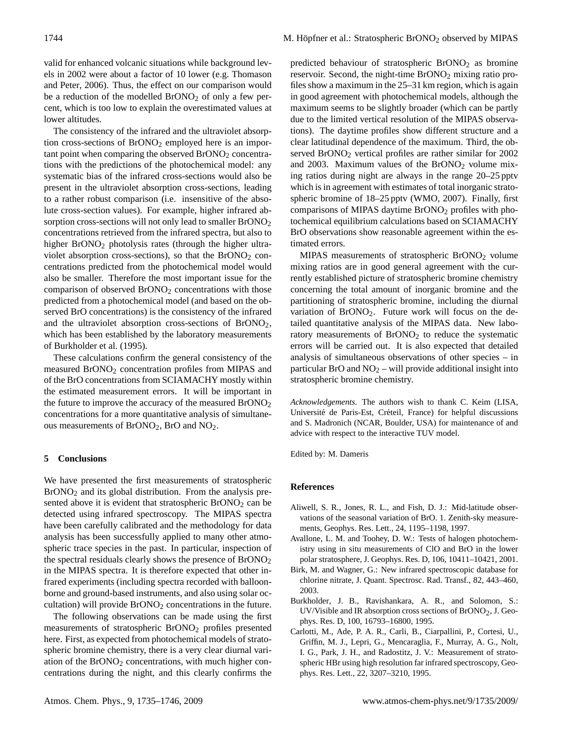valid for enhanced volcanic situations while background levels in 2002 were about a factor of 10 lower (e.g. Thomason and Peter, 2006). Thus, the effect on our comparison would be a reduction of the modelled $BrONO_2$ of only a few percent, which is too low to explain the overestimated values at lower altitudes.

The consistency of the infrared and the ultraviolet absorption cross-sections of $BrONO_2$ employed here is an important point when comparing the observed $BrONO_2$ concentrations with the predictions of the photochemical model: any systematic bias of the infrared cross-sections would also be present in the ultraviolet absorption cross-sections, leading to a rather robust comparison (i.e. insensitive of the absolute cross-section values). For example, higher infrared absorption cross-sections will not only lead to smaller $BrONO_2$ concentrations retrieved from the infrared spectra, but also to higher $BrONO_2$ photolysis rates (through the higher ultraviolet absorption cross-sections), so that the $BrONO_2$ concentrations predicted from the photochemical model would also be smaller. Therefore the most important issue for the comparison of observed $BrONO_2$ concentrations with those predicted from a photochemical model (and based on the observed BrO concentrations) is the consistency of the infrared and the ultraviolet absorption cross-sections of $BrONO_2$, which has been established by the laboratory measurements of Burkholder et al. (1995).

These calculations confirm the general consistency of the measured $BrONO_2$ concentration profiles from MIPAS and of the BrO concentrations from SCIAMACHY mostly within the estimated measurement errors. It will be important in the future to improve the accuracy of the measured $BrONO_2$ concentrations for a more quantitative analysis of simultaneous measurements of $BrONO_2$, BrO and $NO_2$.

## 5 Conclusions

We have presented the first measurements of stratospheric $BrONO_2$ and its global distribution. From the analysis presented above it is evident that stratospheric $BrONO_2$ can be detected using infrared spectroscopy. The MIPAS spectra have been carefully calibrated and the methodology for data analysis has been successfully applied to many other atmospheric trace species in the past. In particular, inspection of the spectral residuals clearly shows the presence of $BrONO_2$ in the MIPAS spectra. It is therefore expected that other infrared experiments (including spectra recorded with balloon-borne and ground-based instruments, and also using solar occultation) will provide $BrONO_2$ concentrations in the future.

The following observations can be made using the first measurements of stratospheric $BrONO_2$ profiles presented here. First, as expected from photochemical models of stratospheric bromine chemistry, there is a very clear diurnal variation of the $BrONO_2$ concentrations, with much higher concentrations during the night, and this clearly confirms the predicted behaviour of stratospheric $BrONO_2$ as bromine reservoir. Second, the night-time $BrONO_2$ mixing ratio profiles show a maximum in the 25–31 km region, which is again in good agreement with photochemical models, although the maximum seems to be slightly broader (which can be partly due to the limited vertical resolution of the MIPAS observations). The daytime profiles show different structure and a clear latitudinal dependence of the maximum. Third, the observed $BrONO_2$ vertical profiles are rather similar for 2002 and 2003. Maximum values of the $BrONO_2$ volume mixing ratios during night are always in the range 20–25 pptv which is in agreement with estimates of total inorganic stratospheric bromine of 18–25 pptv (WMO, 2007). Finally, first comparisons of MIPAS daytime $BrONO_2$ profiles with photochemical equilibrium calculations based on SCIAMACHY BrO observations show reasonable agreement within the estimated errors.

MIPAS measurements of stratospheric $BrONO_2$ volume mixing ratios are in good general agreement with the currently established picture of stratospheric bromine chemistry concerning the total amount of inorganic bromine and the partitioning of stratospheric bromine, including the diurnal variation of $BrONO_2$. Future work will focus on the detailed quantitative analysis of the MIPAS data. New laboratory measurements of $BrONO_2$ to reduce the systematic errors will be carried out. It is also expected that detailed analysis of simultaneous observations of other species – in particular BrO and $NO_2$ – will provide additional insight into stratospheric bromine chemistry.

*Acknowledgements.* The authors wish to thank C. Keim (LISA, Université de Paris-Est, Créteil, France) for helpful discussions and S. Madronich (NCAR, Boulder, USA) for maintenance of and advice with respect to the interactive TUV model.

Edited by: M. Dameris

## References

Aliwell, S. R., Jones, R. L., and Fish, D. J.: Mid-latitude observations of the seasonal variation of BrO. 1. Zenith-sky measurements, Geophys. Res. Lett., 24, 1195–1198, 1997.

Avallone, L. M. and Toohey, D. W.: Tests of halogen photochemistry using in situ measurements of ClO and BrO in the lower polar stratosphere, J. Geophys. Res. D, 106, 10411–10421, 2001.

Birk, M. and Wagner, G.: New infrared spectroscopic database for chlorine nitrate, J. Quant. Spectrosc. Rad. Transf., 82, 443–460, 2003.

Burkholder, J. B., Ravishankara, A. R., and Solomon, S.: UV/Visible and IR absorption cross sections of $BrONO_2$, J. Geophys. Res. D, 100, 16793–16800, 1995.

Carlotti, M., Ade, P. A. R., Carli, B., Ciarpallini, P., Cortesi, U., Griffin, M. J., Lepri, G., Mencaraglia, F., Murray, A. G., Nolt, I. G., Park, J. H., and Radostitz, J. V.: Measurement of stratospheric HBr using high resolution far infrared spectroscopy, Geophys. Res. Lett., 22, 3207–3210, 1995.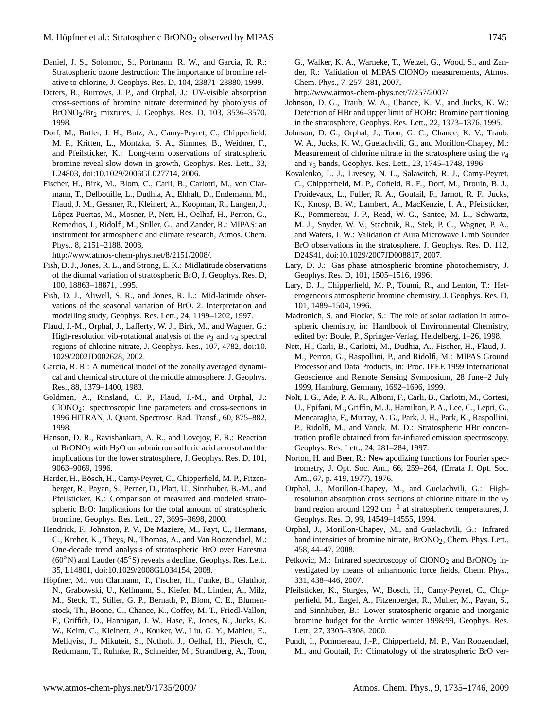Daniel, J. S., Solomon, S., Portmann, R. W., and Garcia, R. R.: Stratospheric ozone destruction: The importance of bromine relative to chlorine, J. Geophys. Res. D, 104, 23871–23880, 1999.

Deters, B., Burrows, J. P., and Orphal, J.: UV-visible absorption cross-sections of bromine nitrate determined by photolysis of $BrONO_2/Br_2$ mixtures, J. Geophys. Res. D, 103, 3536–3570, 1998.

Dorf, M., Butler, J. H., Butz, A., Camy-Peyret, C., Chipperfield, M. P., Kritten, L., Montzka, S. A., Simmes, B., Weidner, F., and Pfeilsticker, K.: Long-term observations of stratospheric bromine reveal slow down in growth, Geophys. Res. Lett., 33, L24803, doi:10.1029/2006GL027714, 2006.

Fischer, H., Birk, M., Blom, C., Carli, B., Carlotti, M., von Clarmann, T., Delbouille, L., Dudhia, A., Ehhalt, D., Endemann, M., Flaud, J. M., Gessner, R., Kleinert, A., Koopman, R., Langen, J., López-Puertas, M., Mosner, P., Nett, H., Oelhaf, H., Perron, G., Remedios, J., Ridolfi, M., Stiller, G., and Zander, R.: MIPAS: an instrument for atmospheric and climate research, Atmos. Chem. Phys., 8, 2151–2188, 2008, http://www.atmos-chem-phys.net/8/2151/2008/.

Fish, D. J., Jones, R. L., and Strong, E. K.: Midlatitude observations of the diurnal variation of stratospheric BrO, J. Geophys. Res. D, 100, 18863–18871, 1995.

Fish, D. J., Aliwell, S. R., and Jones, R. L.: Mid-latitude observations of the seasonal variation of BrO. 2. Interpretation and modelling study, Geophys. Res. Lett., 24, 1199–1202, 1997.

Flaud, J.-M., Orphal, J., Lafferty, W. J., Birk, M., and Wagner, G.: High-resolution vib-rotational analysis of the $\nu_3$ and $\nu_4$ spectral regions of chlorine nitrate, J. Geophys. Res., 107, 4782, doi:10.1029/2002JD002628, 2002.

Garcia, R. R.: A numerical model of the zonally averaged dynamical and chemical structure of the middle atmosphere, J. Geophys. Res., 88, 1379–1400, 1983.

Goldman, A., Rinsland, C. P., Flaud, J.-M., and Orphal, J.: $ClONO_2$: spectroscopic line parameters and cross-sections in 1996 HITRAN, J. Quant. Spectrosc. Rad. Transf., 60, 875–882, 1998.

Hanson, D. R., Ravishankara, A. R., and Lovejoy, E. R.: Reaction of $BrONO_2$ with $H_2O$ on submicron sulfuric acid aerosol and the implications for the lower stratosphere, J. Geophys. Res. D, 101, 9063–9069, 1996.

Harder, H., Bösch, H., Camy-Peyret, C., Chipperfield, M. P., Fitzenberger, R., Payan, S., Perner, D., Platt, U., Sinnhuber, B.-M., and Pfeilsticker, K.: Comparison of measured and modeled stratospheric BrO: Implications for the total amount of stratospheric bromine, Geophys. Res. Lett., 27, 3695–3698, 2000.

Hendrick, F., Johnston, P. V., De Maziere, M., Fayt, C., Hermans, C., Kreher, K., Theys, N., Thomas, A., and Van Roozendael, M.: One-decade trend analysis of stratospheric BrO over Harestua (60°N) and Lauder (45°S) reveals a decline, Geophys. Res. Lett., 35, L14801, doi:10.1029/2008GL034154, 2008.

Höpfner, M., von Clarmann, T., Fischer, H., Funke, B., Glatthor, N., Grabowski, U., Kellmann, S., Kiefer, M., Linden, A., Milz, M., Steck, T., Stiller, G. P., Bernath, P., Blom, C. E., Blumenstock, Th., Boone, C., Chance, K., Coffey, M. T., Friedl-Vallon, F., Griffith, D., Hannigan, J. W., Hase, F., Jones, N., Jucks, K. W., Keim, C., Kleinert, A., Kouker, W., Liu, G. Y., Mahieu, E., Mellqvist, J., Mikuteit, S., Notholt, J., Oelhaf, H., Piesch, C., Reddmann, T., Ruhnke, R., Schneider, M., Strandberg, A., Toon, G., Walker, K. A., Warneke, T., Wetzel, G., Wood, S., and Zander, R.: Validation of MIPAS $ClONO_2$ measurements, Atmos. Chem. Phys., 7, 257–281, 2007, http://www.atmos-chem-phys.net/7/257/2007/.

Johnson, D. G., Traub, W. A., Chance, K. V., and Jucks, K. W.: Detection of HBr and upper limit of HOBr: Bromine partitioning in the stratosphere, Geophys. Res. Lett., 22, 1373–1376, 1995.

Johnson, D. G., Orphal, J., Toon, G. C., Chance, K. V., Traub, W. A., Jucks, K. W., Guelachvili, G., and Morillon-Chapey, M.: Measurement of chlorine nitrate in the stratosphere using the $\nu_4$ and $\nu_5$ bands, Geophys. Res. Lett., 23, 1745–1748, 1996.

Kovalenko, L. J., Livesey, N. L., Salawitch, R. J., Camy-Peyret, C., Chipperfield, M. P., Cofield, R. E., Dorf, M., Drouin, B. J., Froidevaux, L., Fuller, R. A., Goutail, F., Jarnot, R. F., Jucks, K., Knosp, B. W., Lambert, A., MacKenzie, I. A., Pfeilsticker, K., Pommereau, J.-P., Read, W. G., Santee, M. L., Schwartz, M. J., Snyder, W. V., Stachnik, R., Stek, P. C., Wagner, P. A., and Waters, J. W.: Validation of Aura Microwave Limb Sounder BrO observations in the stratosphere, J. Geophys. Res. D, 112, D24S41, doi:10.1029/2007JD008817, 2007.

Lary, D. J.: Gas phase atmospheric bromine photochemistry, J. Geophys. Res. D, 101, 1505–1516, 1996.

Lary, D. J., Chipperfield, M. P., Toumi, R., and Lenton, T.: Heterogeneous atmospheric bromine chemistry, J. Geophys. Res. D, 101, 1489–1504, 1996.

Madronich, S. and Flocke, S.: The role of solar radiation in atmospheric chemistry, in: Handbook of Environmental Chemistry, edited by: Boule, P., Springer-Verlag, Heidelberg, 1–26, 1998.

Nett, H., Carli, B., Carlotti, M., Dudhia, A., Fischer, H., Flaud, J.-M., Perron, G., Raspollini, P., and Ridolfi, M.: MIPAS Ground Processor and Data Products, in: Proc. IEEE 1999 International Geoscience and Remote Sensing Symposium, 28 June–2 July 1999, Hamburg, Germany, 1692–1696, 1999.

Nolt, I. G., Ade, P. A. R., Alboni, F., Carli, B., Carlotti, M., Cortesi, U., Epifani, M., Griffin, M. J., Hamilton, P. A., Lee, C., Lepri, G., Mencaraglia, F., Murray, A. G., Park, J. H., Park, K., Raspollini, P., Ridolfi, M., and Vanek, M. D.: Stratospheric HBr concentration profile obtained from far-infrared emission spectroscopy, Geophys. Res. Lett., 24, 281–284, 1997.

Norton, H. and Beer, R.: New apodizing functions for Fourier spectrometry, J. Opt. Soc. Am., 66, 259–264, (Errata J. Opt. Soc. Am., 67, p. 419, 1977), 1976.

Orphal, J., Morillon-Chapey, M., and Guelachvili, G.: High-resolution absorption cross sections of chlorine nitrate in the $\nu_2$ band region around 1292 $cm^{-1}$ at stratospheric temperatures, J. Geophys. Res. D, 99, 14549–14555, 1994.

Orphal, J., Morillon-Chapey, M., and Guelachvili, G.: Infrared band intensities of bromine nitrate, $BrONO_2$, Chem. Phys. Lett., 458, 44–47, 2008.

Petkovic, M.: Infrared spectroscopy of $ClONO_2$ and $BrONO_2$ investigated by means of anharmonic force fields, Chem. Phys., 331, 438–446, 2007.

Pfeilsticker, K., Sturges, W., Bosch, H., Camy-Peyret, C., Chipperfield, M., Engel, A., Fitzenberger, R., Muller, M., Payan, S., and Sinnhuber, B.: Lower stratospheric organic and inorganic bromine budget for the Arctic winter 1998/99, Geophys. Res. Lett., 27, 3305–3308, 2000.

Pundt, I., Pommereau, J.-P., Chipperfield, M. P., Van Roozendael, M., and Goutail, F.: Climatology of the stratospheric BrO ver-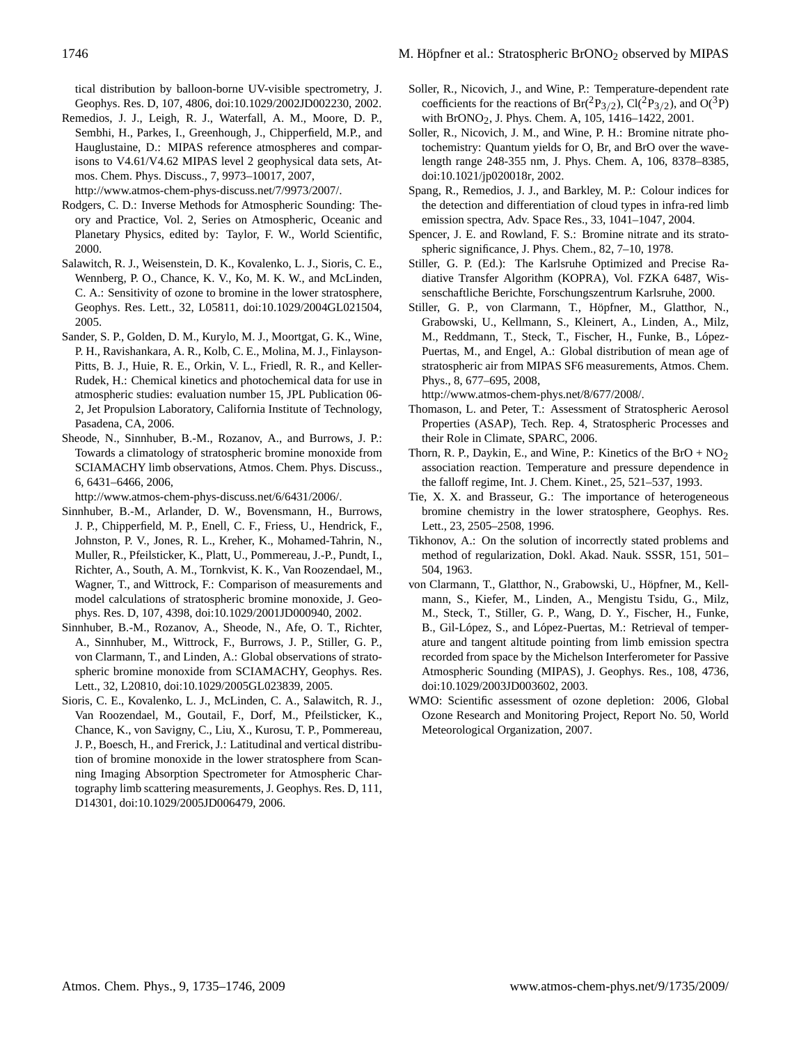tical distribution by balloon-borne UV-visible spectrometry, J. Geophys. Res. D, 107, 4806, doi:10.1029/2002JD002230, 2002.

Remedios, J. J., Leigh, R. J., Waterfall, A. M., Moore, D. P., Sembhi, H., Parkes, I., Greenhough, J., Chipperfield, M.P., and Hauglustaine, D.: MIPAS reference atmospheres and comparisons to V4.61/V4.62 MIPAS level 2 geophysical data sets, Atmos. Chem. Phys. Discuss., 7, 9973–10017, 2007, http://www.atmos-chem-phys-discuss.net/7/9973/2007/.

Rodgers, C. D.: Inverse Methods for Atmospheric Sounding: Theory and Practice, Vol. 2, Series on Atmospheric, Oceanic and Planetary Physics, edited by: Taylor, F. W., World Scientific, 2000.

Salawitch, R. J., Weisenstein, D. K., Kovalenko, L. J., Sioris, C. E., Wennberg, P. O., Chance, K. V., Ko, M. K. W., and McLinden, C. A.: Sensitivity of ozone to bromine in the lower stratosphere, Geophys. Res. Lett., 32, L05811, doi:10.1029/2004GL021504, 2005.

Sander, S. P., Golden, D. M., Kurylo, M. J., Moortgat, G. K., Wine, P. H., Ravishankara, A. R., Kolb, C. E., Molina, M. J., Finlayson-Pitts, B. J., Huie, R. E., Orkin, V. L., Friedl, R. R., and Keller-Rudek, H.: Chemical kinetics and photochemical data for use in atmospheric studies: evaluation number 15, JPL Publication 06-2, Jet Propulsion Laboratory, California Institute of Technology, Pasadena, CA, 2006.

Sheode, N., Sinnhuber, B.-M., Rozanov, A., and Burrows, J. P.: Towards a climatology of stratospheric bromine monoxide from SCIAMACHY limb observations, Atmos. Chem. Phys. Discuss., 6, 6431–6466, 2006, http://www.atmos-chem-phys-discuss.net/6/6431/2006/.

Sinnhuber, B.-M., Arlander, D. W., Bovensmann, H., Burrows, J. P., Chipperfield, M. P., Enell, C. F., Friess, U., Hendrick, F., Johnston, P. V., Jones, R. L., Kreher, K., Mohamed-Tahrin, N., Muller, R., Pfeilsticker, K., Platt, U., Pommereau, J.-P., Pundt, I., Richter, A., South, A. M., Tornkvist, K. K., Van Roozendael, M., Wagner, T., and Wittrock, F.: Comparison of measurements and model calculations of stratospheric bromine monoxide, J. Geophys. Res. D, 107, 4398, doi:10.1029/2001JD000940, 2002.

Sinnhuber, B.-M., Rozanov, A., Sheode, N., Afe, O. T., Richter, A., Sinnhuber, M., Wittrock, F., Burrows, J. P., Stiller, G. P., von Clarmann, T., and Linden, A.: Global observations of stratospheric bromine monoxide from SCIAMACHY, Geophys. Res. Lett., 32, L20810, doi:10.1029/2005GL023839, 2005.

Sioris, C. E., Kovalenko, L. J., McLinden, C. A., Salawitch, R. J., Van Roozendael, M., Goutail, F., Dorf, M., Pfeilsticker, K., Chance, K., von Savigny, C., Liu, X., Kurosu, T. P., Pommereau, J. P., Boesch, H., and Frerick, J.: Latitudinal and vertical distribution of bromine monoxide in the lower stratosphere from Scanning Imaging Absorption Spectrometer for Atmospheric Chartography limb scattering measurements, J. Geophys. Res. D, 111, D14301, doi:10.1029/2005JD006479, 2006.

Soller, R., Nicovich, J., and Wine, P.: Temperature-dependent rate coefficients for the reactions of Br($^2P_{3/2}$), Cl($^2P_{3/2}$), and O($^3$P) with $BrONO_2$, J. Phys. Chem. A, 105, 1416–1422, 2001.

Soller, R., Nicovich, J. M., and Wine, P. H.: Bromine nitrate photochemistry: Quantum yields for O, Br, and BrO over the wavelength range 248-355 nm, J. Phys. Chem. A, 106, 8378–8385, doi:10.1021/jp020018r, 2002.

Spang, R., Remedios, J. J., and Barkley, M. P.: Colour indices for the detection and differentiation of cloud types in infra-red limb emission spectra, Adv. Space Res., 33, 1041–1047, 2004.

Spencer, J. E. and Rowland, F. S.: Bromine nitrate and its stratospheric significance, J. Phys. Chem., 82, 7–10, 1978.

Stiller, G. P. (Ed.): The Karlsruhe Optimized and Precise Radiative Transfer Algorithm (KOPRA), Vol. FZKA 6487, Wissenschaftliche Berichte, Forschungszentrum Karlsruhe, 2000.

Stiller, G. P., von Clarmann, T., Höpfner, M., Glatthor, N., Grabowski, U., Kellmann, S., Kleinert, A., Linden, A., Milz, M., Reddmann, T., Steck, T., Fischer, H., Funke, B., López-Puertas, M., and Engel, A.: Global distribution of mean age of stratospheric air from MIPAS SF6 measurements, Atmos. Chem. Phys., 8, 677–695, 2008, http://www.atmos-chem-phys.net/8/677/2008/.

Thomason, L. and Peter, T.: Assessment of Stratospheric Aerosol Properties (ASAP), Tech. Rep. 4, Stratospheric Processes and their Role in Climate, SPARC, 2006.

Thorn, R. P., Daykin, E., and Wine, P.: Kinetics of the BrO + $NO_2$ association reaction. Temperature and pressure dependence in the falloff regime, Int. J. Chem. Kinet., 25, 521–537, 1993.

Tie, X. X. and Brasseur, G.: The importance of heterogeneous bromine chemistry in the lower stratosphere, Geophys. Res. Lett., 23, 2505–2508, 1996.

Tikhonov, A.: On the solution of incorrectly stated problems and method of regularization, Dokl. Akad. Nauk. SSSR, 151, 501–504, 1963.

von Clarmann, T., Glatthor, N., Grabowski, U., Höpfner, M., Kellmann, S., Kiefer, M., Linden, A., Mengistu Tsidu, G., Milz, M., Steck, T., Stiller, G. P., Wang, D. Y., Fischer, H., Funke, B., Gil-López, S., and López-Puertas, M.: Retrieval of temperature and tangent altitude pointing from limb emission spectra recorded from space by the Michelson Interferometer for Passive Atmospheric Sounding (MIPAS), J. Geophys. Res., 108, 4736, doi:10.1029/2003JD003602, 2003.

WMO: Scientific assessment of ozone depletion: 2006, Global Ozone Research and Monitoring Project, Report No. 50, World Meteorological Organization, 2007.